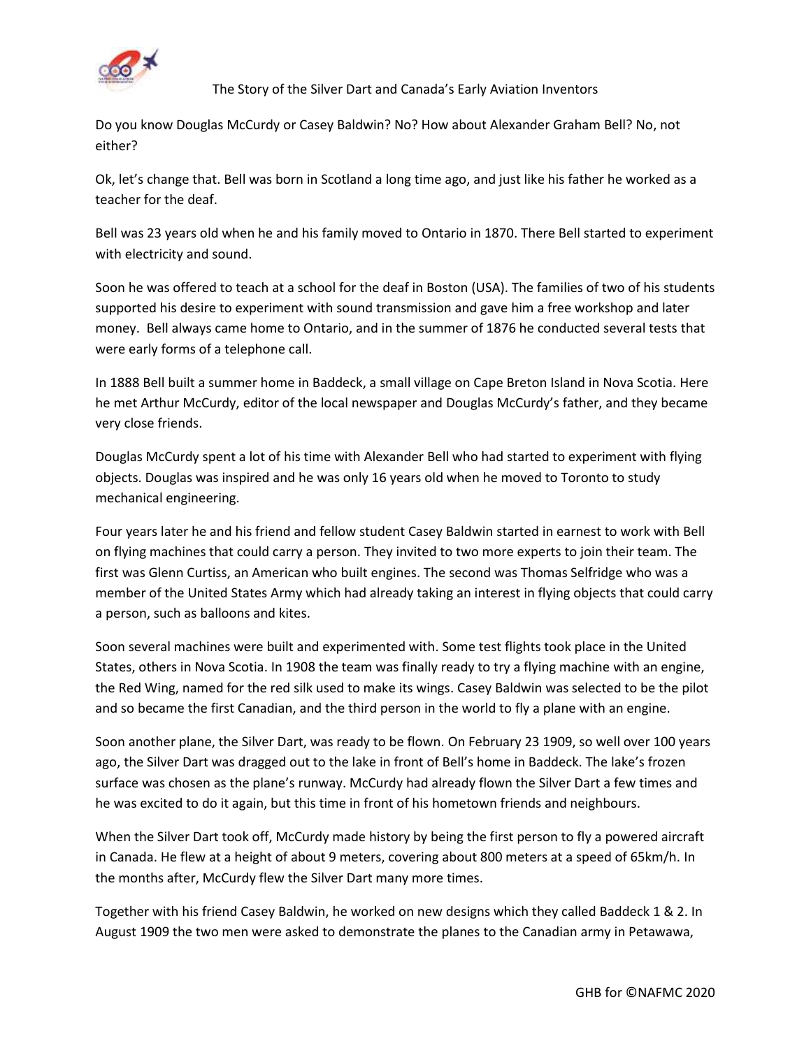# The Story of the Silver Dart and Canada's Early Aviation Inventors

Do you know Douglas McCurdy or Casey Baldwin? No? How about Alexander Graham Bell? No, not either?

Ok, let's change that. Bell was born in Scotland a long time ago, and just like his father he worked as a teacher for the deaf.

Bell was 23 years old when he and his family moved to Ontario in 1870. There Bell started to experiment with electricity and sound.

Soon he was offered to teach at a school for the deaf in Boston (USA). The families of two of his students supported his desire to experiment with sound transmission and gave him a free workshop and later money. Bell always came home to Ontario, and in the summer of 1876 he conducted several tests that were early forms of a telephone call.

In 1888 Bell built a summer home in Baddeck, a small village on Cape Breton Island in Nova Scotia. Here he met Arthur McCurdy, editor of the local newspaper and Douglas McCurdy's father, and they became very close friends.

Douglas McCurdy spent a lot of his time with Alexander Bell who had started to experiment with flying objects. Douglas was inspired and he was only 16 years old when he moved to Toronto to study mechanical engineering.

Four years later he and his friend and fellow student Casey Baldwin started in earnest to work with Bell on flying machines that could carry a person. They invited to two more experts to join their team. The first was Glenn Curtiss, an American who built engines. The second was Thomas Selfridge who was a member of the United States Army which had already taking an interest in flying objects that could carry a person, such as balloons and kites.

Soon several machines were built and experimented with. Some test flights took place in the United States, others in Nova Scotia. In 1908 the team was finally ready to try a flying machine with an engine, the Red Wing, named for the red silk used to make its wings. Casey Baldwin was selected to be the pilot and so became the first Canadian, and the third person in the world to fly a plane with an engine.

Soon another plane, the Silver Dart, was ready to be flown. On February 23 1909, so well over 100 years ago, the Silver Dart was dragged out to the lake in front of Bell's home in Baddeck. The lake's frozen surface was chosen as the plane's runway. McCurdy had already flown the Silver Dart a few times and he was excited to do it again, but this time in front of his hometown friends and neighbours.

When the Silver Dart took off, McCurdy made history by being the first person to fly a powered aircraft in Canada. He flew at a height of about 9 meters, covering about 800 meters at a speed of 65km/h. In the months after, McCurdy flew the Silver Dart many more times.

Together with his friend Casey Baldwin, he worked on new designs which they called Baddeck 1 & 2. In August 1909 the two men were asked to demonstrate the planes to the Canadian army in Petawawa,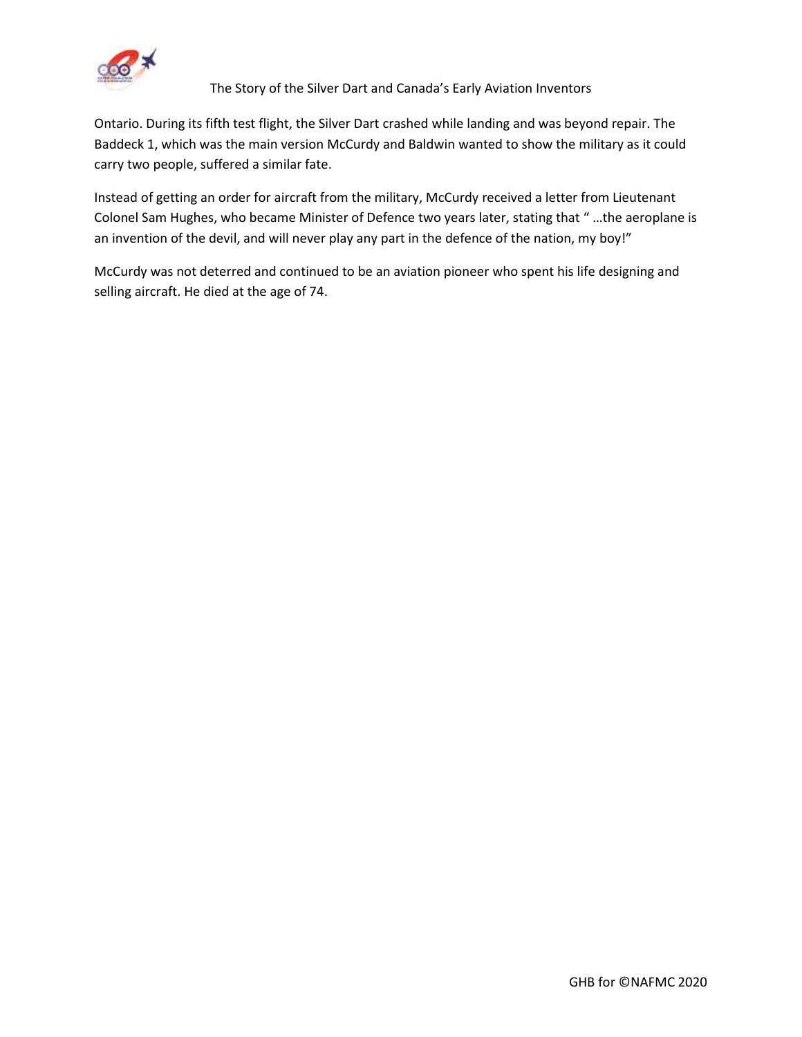Ontario. During its fifth test flight, the Silver Dart crashed while landing and was beyond repair. The Baddeck 1, which was the main version McCurdy and Baldwin wanted to show the military as it could carry two people, suffered a similar fate.

Instead of getting an order for aircraft from the military, McCurdy received a letter from Lieutenant Colonel Sam Hughes, who became Minister of Defence two years later, stating that " …the aeroplane is an invention of the devil, and will never play any part in the defence of the nation, my boy!"

McCurdy was not deterred and continued to be an aviation pioneer who spent his life designing and selling aircraft. He died at the age of 74.